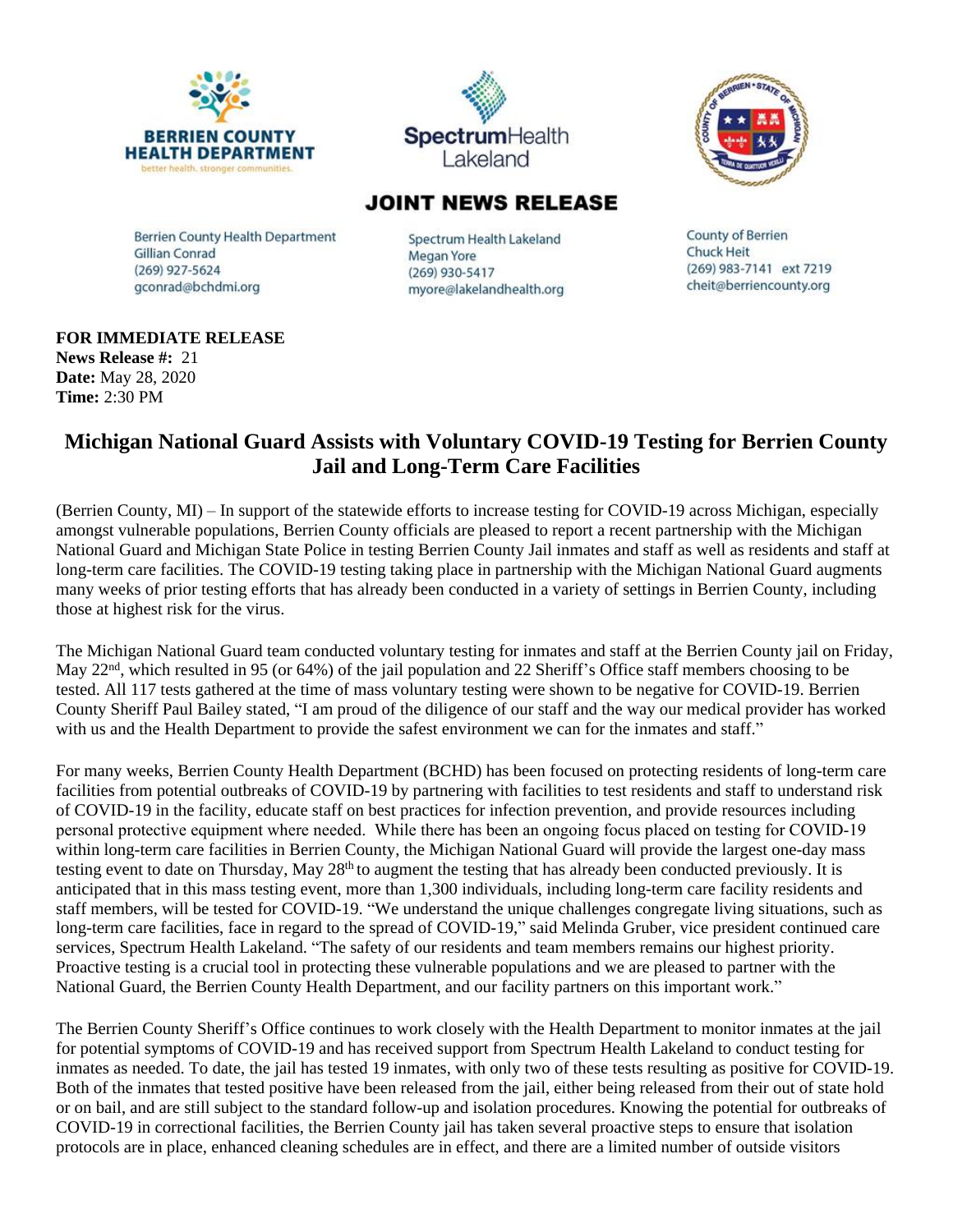**BERRIEN COUNTY HEALTH DEPARTMENT**
better health. stronger communities.

**SpectrumHealth Lakeland**

## JOINT NEWS RELEASE

Berrien County Health Department
Gillian Conrad
(269) 927-5624
gconrad@bchdmi.org

Spectrum Health Lakeland
Megan Yore
(269) 930-5417
myore@lakelandhealth.org

County of Berrien
Chuck Heit
(269) 983-7141 ext 7219
cheit@berriencounty.org

**FOR IMMEDIATE RELEASE**
**News Release #:** 21
**Date:** May 28, 2020
**Time:** 2:30 PM

# Michigan National Guard Assists with Voluntary COVID-19 Testing for Berrien County Jail and Long-Term Care Facilities

(Berrien County, MI) – In support of the statewide efforts to increase testing for COVID-19 across Michigan, especially amongst vulnerable populations, Berrien County officials are pleased to report a recent partnership with the Michigan National Guard and Michigan State Police in testing Berrien County Jail inmates and staff as well as residents and staff at long-term care facilities. The COVID-19 testing taking place in partnership with the Michigan National Guard augments many weeks of prior testing efforts that has already been conducted in a variety of settings in Berrien County, including those at highest risk for the virus.

The Michigan National Guard team conducted voluntary testing for inmates and staff at the Berrien County jail on Friday, May 22nd, which resulted in 95 (or 64%) of the jail population and 22 Sheriff's Office staff members choosing to be tested. All 117 tests gathered at the time of mass voluntary testing were shown to be negative for COVID-19. Berrien County Sheriff Paul Bailey stated, "I am proud of the diligence of our staff and the way our medical provider has worked with us and the Health Department to provide the safest environment we can for the inmates and staff."

For many weeks, Berrien County Health Department (BCHD) has been focused on protecting residents of long-term care facilities from potential outbreaks of COVID-19 by partnering with facilities to test residents and staff to understand risk of COVID-19 in the facility, educate staff on best practices for infection prevention, and provide resources including personal protective equipment where needed. While there has been an ongoing focus placed on testing for COVID-19 within long-term care facilities in Berrien County, the Michigan National Guard will provide the largest one-day mass testing event to date on Thursday, May 28th to augment the testing that has already been conducted previously. It is anticipated that in this mass testing event, more than 1,300 individuals, including long-term care facility residents and staff members, will be tested for COVID-19. "We understand the unique challenges congregate living situations, such as long-term care facilities, face in regard to the spread of COVID-19," said Melinda Gruber, vice president continued care services, Spectrum Health Lakeland. "The safety of our residents and team members remains our highest priority. Proactive testing is a crucial tool in protecting these vulnerable populations and we are pleased to partner with the National Guard, the Berrien County Health Department, and our facility partners on this important work."

The Berrien County Sheriff's Office continues to work closely with the Health Department to monitor inmates at the jail for potential symptoms of COVID-19 and has received support from Spectrum Health Lakeland to conduct testing for inmates as needed. To date, the jail has tested 19 inmates, with only two of these tests resulting as positive for COVID-19. Both of the inmates that tested positive have been released from the jail, either being released from their out of state hold or on bail, and are still subject to the standard follow-up and isolation procedures. Knowing the potential for outbreaks of COVID-19 in correctional facilities, the Berrien County jail has taken several proactive steps to ensure that isolation protocols are in place, enhanced cleaning schedules are in effect, and there are a limited number of outside visitors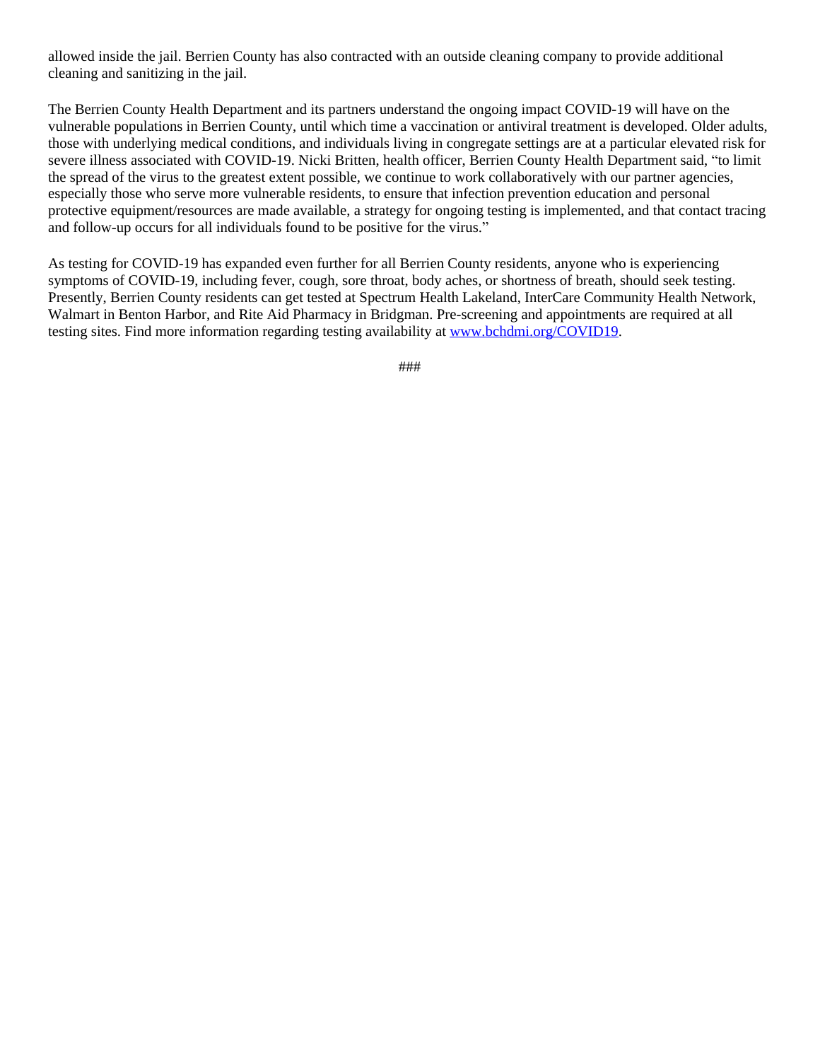allowed inside the jail. Berrien County has also contracted with an outside cleaning company to provide additional cleaning and sanitizing in the jail.

The Berrien County Health Department and its partners understand the ongoing impact COVID-19 will have on the vulnerable populations in Berrien County, until which time a vaccination or antiviral treatment is developed. Older adults, those with underlying medical conditions, and individuals living in congregate settings are at a particular elevated risk for severe illness associated with COVID-19. Nicki Britten, health officer, Berrien County Health Department said, "to limit the spread of the virus to the greatest extent possible, we continue to work collaboratively with our partner agencies, especially those who serve more vulnerable residents, to ensure that infection prevention education and personal protective equipment/resources are made available, a strategy for ongoing testing is implemented, and that contact tracing and follow-up occurs for all individuals found to be positive for the virus."

As testing for COVID-19 has expanded even further for all Berrien County residents, anyone who is experiencing symptoms of COVID-19, including fever, cough, sore throat, body aches, or shortness of breath, should seek testing. Presently, Berrien County residents can get tested at Spectrum Health Lakeland, InterCare Community Health Network, Walmart in Benton Harbor, and Rite Aid Pharmacy in Bridgman. Pre-screening and appointments are required at all testing sites. Find more information regarding testing availability at [www.bchdmi.org/COVID19](http://www.bchdmi.org/COVID19).

###